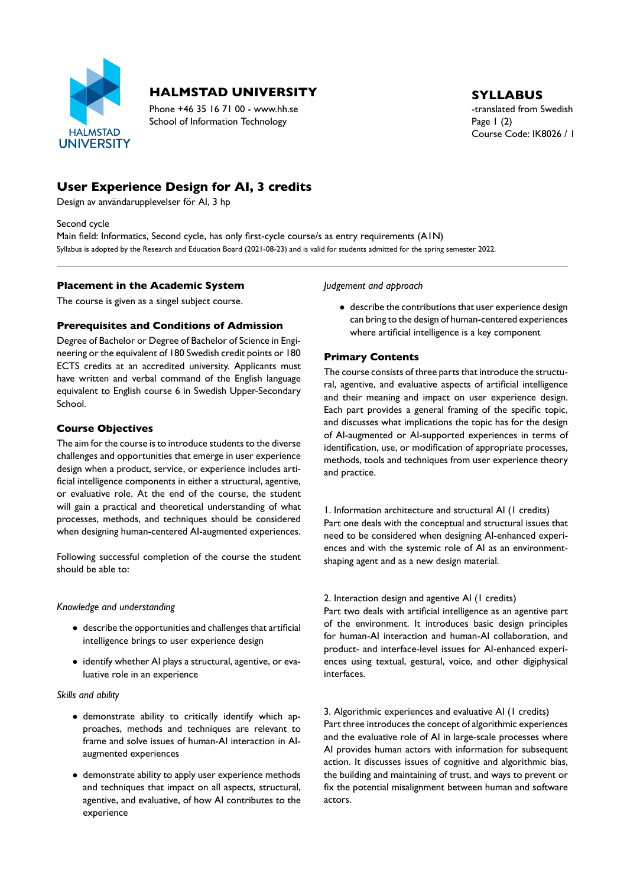# HALMSTAD UNIVERSITY

Phone +46 35 16 71 00 - www.hh.se
School of Information Technology

**SYLLABUS**
-translated from Swedish
Course Code: IK8026 / 1

## User Experience Design for AI, 3 credits

Design av användarupplevelser för AI, 3 hp

Second cycle
Main field: Informatics, Second cycle, has only first-cycle course/s as entry requirements (A1N)
Syllabus is adopted by the Research and Education Board (2021-08-23) and is valid for students admitted for the spring semester 2022.

### Placement in the Academic System

The course is given as a singel subject course.

### Prerequisites and Conditions of Admission

Degree of Bachelor or Degree of Bachelor of Science in Engineering or the equivalent of 180 Swedish credit points or 180 ECTS credits at an accredited university. Applicants must have written and verbal command of the English language equivalent to English course 6 in Swedish Upper-Secondary School.

### Course Objectives

The aim for the course is to introduce students to the diverse challenges and opportunities that emerge in user experience design when a product, service, or experience includes artificial intelligence components in either a structural, agentive, or evaluative role. At the end of the course, the student will gain a practical and theoretical understanding of what processes, methods, and techniques should be considered when designing human-centered AI-augmented experiences.

Following successful completion of the course the student should be able to:

*Knowledge and understanding*

- describe the opportunities and challenges that artificial intelligence brings to user experience design
- identify whether AI plays a structural, agentive, or evaluative role in an experience

*Skills and ability*

- demonstrate ability to critically identify which approaches, methods and techniques are relevant to frame and solve issues of human-AI interaction in AI-augmented experiences
- demonstrate ability to apply user experience methods and techniques that impact on all aspects, structural, agentive, and evaluative, of how AI contributes to the experience

*Judgement and approach*

- describe the contributions that user experience design can bring to the design of human-centered experiences where artificial intelligence is a key component

### Primary Contents

The course consists of three parts that introduce the structural, agentive, and evaluative aspects of artificial intelligence and their meaning and impact on user experience design. Each part provides a general framing of the specific topic, and discusses what implications the topic has for the design of AI-augmented or AI-supported experiences in terms of identification, use, or modification of appropriate processes, methods, tools and techniques from user experience theory and practice.

1. Information architecture and structural AI (1 credits)
Part one deals with the conceptual and structural issues that need to be considered when designing AI-enhanced experiences and with the systemic role of AI as an environment-shaping agent and as a new design material.

2. Interaction design and agentive AI (1 credits)
Part two deals with artificial intelligence as an agentive part of the environment. It introduces basic design principles for human-AI interaction and human-AI collaboration, and product- and interface-level issues for AI-enhanced experiences using textual, gestural, voice, and other digiphysical interfaces.

3. Algorithmic experiences and evaluative AI (1 credits)
Part three introduces the concept of algorithmic experiences and the evaluative role of AI in large-scale processes where AI provides human actors with information for subsequent action. It discusses issues of cognitive and algorithmic bias, the building and maintaining of trust, and ways to prevent or fix the potential misalignment between human and software actors.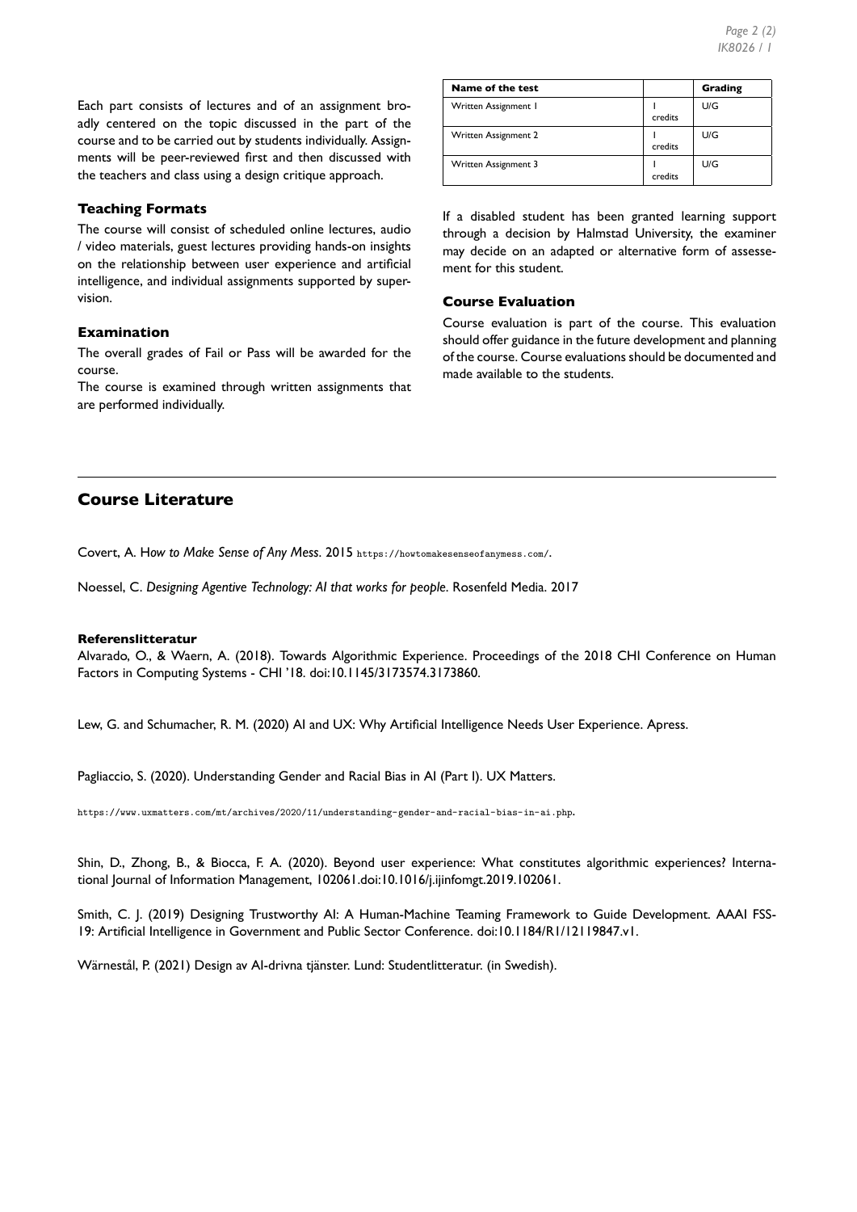Each part consists of lectures and of an assignment broadly centered on the topic discussed in the part of the course and to be carried out by students individually. Assignments will be peer-reviewed first and then discussed with the teachers and class using a design critique approach.

### Teaching Formats

The course will consist of scheduled online lectures, audio / video materials, guest lectures providing hands-on insights on the relationship between user experience and artificial intelligence, and individual assignments supported by supervision.

### Examination

The overall grades of Fail or Pass will be awarded for the course.

The course is examined through written assignments that are performed individually.

| Name of the test | | Grading |
|---|---|---|
| Written Assignment 1 | 1 credits | U/G |
| Written Assignment 2 | 1 credits | U/G |
| Written Assignment 3 | 1 credits | U/G |

If a disabled student has been granted learning support through a decision by Halmstad University, the examiner may decide on an adapted or alternative form of assessement for this student.

### Course Evaluation

Course evaluation is part of the course. This evaluation should offer guidance in the future development and planning of the course. Course evaluations should be documented and made available to the students.

## Course Literature

Covert, A. *How to Make Sense of Any Mess*. 2015 https://howtomakesenseofanymess.com/.

Noessel, C. *Designing Agentive Technology: AI that works for people*. Rosenfeld Media. 2017

#### Referenslitteratur

Alvarado, O., & Waern, A. (2018). Towards Algorithmic Experience. Proceedings of the 2018 CHI Conference on Human Factors in Computing Systems - CHI '18. doi:10.1145/3173574.3173860.

Lew, G. and Schumacher, R. M. (2020) AI and UX: Why Artificial Intelligence Needs User Experience. Apress.

Pagliaccio, S. (2020). Understanding Gender and Racial Bias in AI (Part I). UX Matters.

https://www.uxmatters.com/mt/archives/2020/11/understanding-gender-and-racial-bias-in-ai.php.

Shin, D., Zhong, B., & Biocca, F. A. (2020). Beyond user experience: What constitutes algorithmic experiences? International Journal of Information Management, 102061.doi:10.1016/j.ijinfomgt.2019.102061.

Smith, C. J. (2019) Designing Trustworthy AI: A Human-Machine Teaming Framework to Guide Development. AAAI FSS-19: Artificial Intelligence in Government and Public Sector Conference. doi:10.1184/R1/12119847.v1.

Wärnestål, P. (2021) Design av AI-drivna tjänster. Lund: Studentlitteratur. (in Swedish).